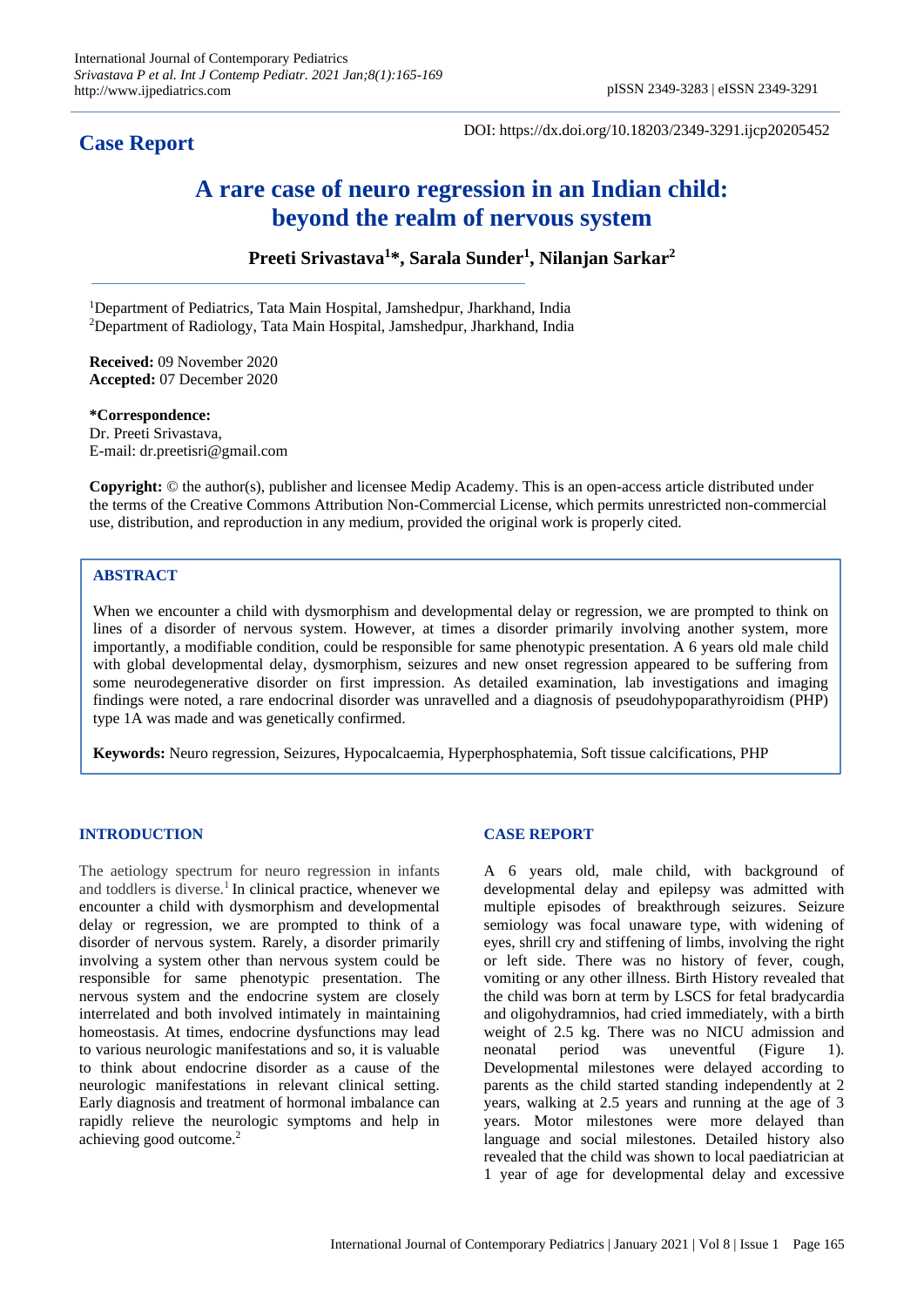**Case Report**

DOI: https://dx.doi.org/10.18203/2349-3291.ijcp20205452

# A rare case of neuro regression in an Indian child: beyond the realm of nervous system

**Preeti Srivastava[1]*, Sarala Sunder[1], Nilanjan Sarkar[2]**

[1]Department of Pediatrics, Tata Main Hospital, Jamshedpur, Jharkhand, India
[2]Department of Radiology, Tata Main Hospital, Jamshedpur, Jharkhand, India

**Received:** 09 November 2020
**Accepted:** 07 December 2020

***Correspondence:**
Dr. Preeti Srivastava,
E-mail: dr.preetisri@gmail.com

**Copyright:** © the author(s), publisher and licensee Medip Academy. This is an open-access article distributed under the terms of the Creative Commons Attribution Non-Commercial License, which permits unrestricted non-commercial use, distribution, and reproduction in any medium, provided the original work is properly cited.

## ABSTRACT

When we encounter a child with dysmorphism and developmental delay or regression, we are prompted to think on lines of a disorder of nervous system. However, at times a disorder primarily involving another system, more importantly, a modifiable condition, could be responsible for same phenotypic presentation. A 6 years old male child with global developmental delay, dysmorphism, seizures and new onset regression appeared to be suffering from some neurodegenerative disorder on first impression. As detailed examination, lab investigations and imaging findings were noted, a rare endocrinal disorder was unravelled and a diagnosis of pseudohypoparathyroidism (PHP) type 1A was made and was genetically confirmed.

**Keywords:** Neuro regression, Seizures, Hypocalcaemia, Hyperphosphatemia, Soft tissue calcifications, PHP

## INTRODUCTION

The aetiology spectrum for neuro regression in infants and toddlers is diverse.[1] In clinical practice, whenever we encounter a child with dysmorphism and developmental delay or regression, we are prompted to think of a disorder of nervous system. Rarely, a disorder primarily involving a system other than nervous system could be responsible for same phenotypic presentation. The nervous system and the endocrine system are closely interrelated and both involved intimately in maintaining homeostasis. At times, endocrine dysfunctions may lead to various neurologic manifestations and so, it is valuable to think about endocrine disorder as a cause of the neurologic manifestations in relevant clinical setting. Early diagnosis and treatment of hormonal imbalance can rapidly relieve the neurologic symptoms and help in achieving good outcome.[2]

## CASE REPORT

A 6 years old, male child, with background of developmental delay and epilepsy was admitted with multiple episodes of breakthrough seizures. Seizure semiology was focal unaware type, with widening of eyes, shrill cry and stiffening of limbs, involving the right or left side. There was no history of fever, cough, vomiting or any other illness. Birth History revealed that the child was born at term by LSCS for fetal bradycardia and oligohydramnios, had cried immediately, with a birth weight of 2.5 kg. There was no NICU admission and neonatal period was uneventful (Figure 1). Developmental milestones were delayed according to parents as the child started standing independently at 2 years, walking at 2.5 years and running at the age of 3 years. Motor milestones were more delayed than language and social milestones. Detailed history also revealed that the child was shown to local paediatrician at 1 year of age for developmental delay and excessive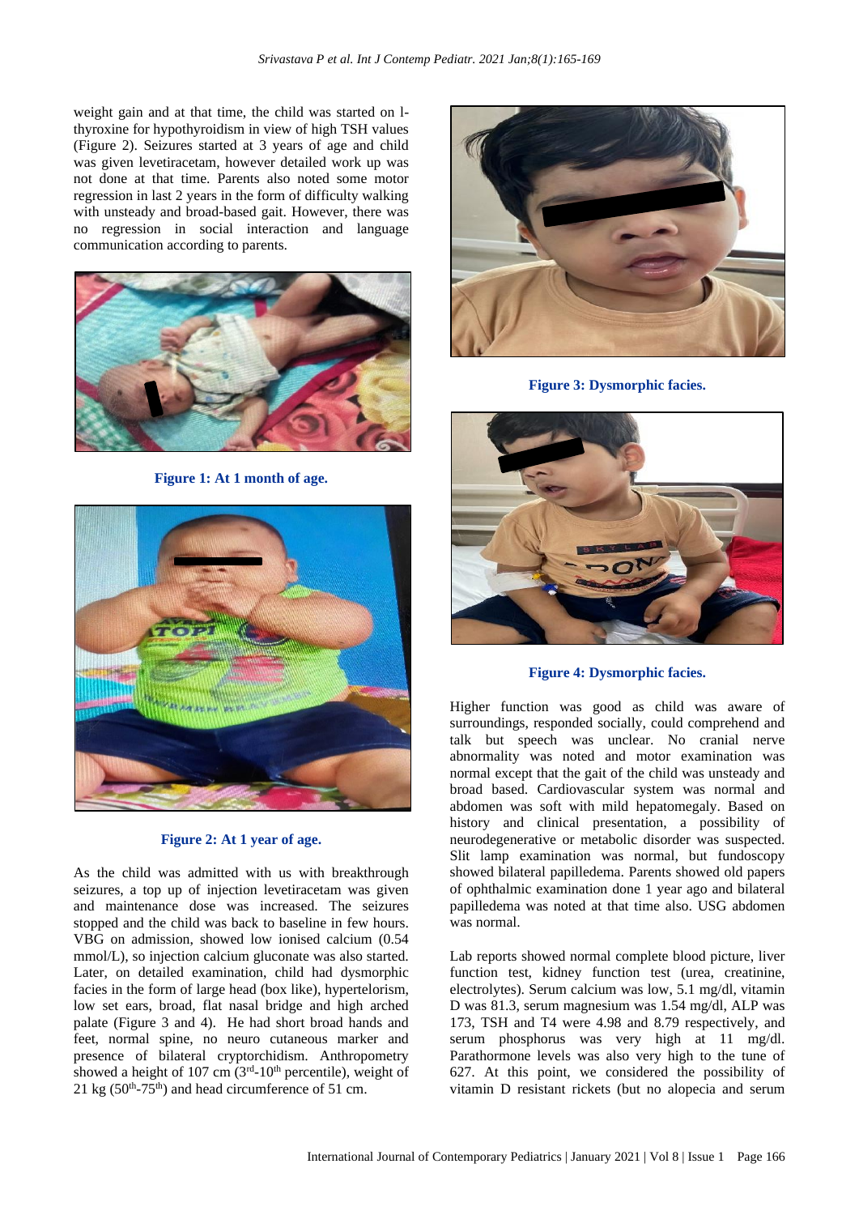weight gain and at that time, the child was started on l-thyroxine for hypothyroidism in view of high TSH values (Figure 2). Seizures started at 3 years of age and child was given levetiracetam, however detailed work up was not done at that time. Parents also noted some motor regression in last 2 years in the form of difficulty walking with unsteady and broad-based gait. However, there was no regression in social interaction and language communication according to parents.

**Figure 1: At 1 month of age.**

**Figure 2: At 1 year of age.**

As the child was admitted with us with breakthrough seizures, a top up of injection levetiracetam was given and maintenance dose was increased. The seizures stopped and the child was back to baseline in few hours. VBG on admission, showed low ionised calcium (0.54 mmol/L), so injection calcium gluconate was also started. Later, on detailed examination, child had dysmorphic facies in the form of large head (box like), hypertelorism, low set ears, broad, flat nasal bridge and high arched palate (Figure 3 and 4). He had short broad hands and feet, normal spine, no neuro cutaneous marker and presence of bilateral cryptorchidism. Anthropometry showed a height of 107 cm (3rd-10th percentile), weight of 21 kg (50th-75th) and head circumference of 51 cm.

**Figure 3: Dysmorphic facies.**

**Figure 4: Dysmorphic facies.**

Higher function was good as child was aware of surroundings, responded socially, could comprehend and talk but speech was unclear. No cranial nerve abnormality was noted and motor examination was normal except that the gait of the child was unsteady and broad based. Cardiovascular system was normal and abdomen was soft with mild hepatomegaly. Based on history and clinical presentation, a possibility of neurodegenerative or metabolic disorder was suspected. Slit lamp examination was normal, but fundoscopy showed bilateral papilledema. Parents showed old papers of ophthalmic examination done 1 year ago and bilateral papilledema was noted at that time also. USG abdomen was normal.

Lab reports showed normal complete blood picture, liver function test, kidney function test (urea, creatinine, electrolytes). Serum calcium was low, 5.1 mg/dl, vitamin D was 81.3, serum magnesium was 1.54 mg/dl, ALP was 173, TSH and T4 were 4.98 and 8.79 respectively, and serum phosphorus was very high at 11 mg/dl. Parathormone levels was also very high to the tune of 627. At this point, we considered the possibility of vitamin D resistant rickets (but no alopecia and serum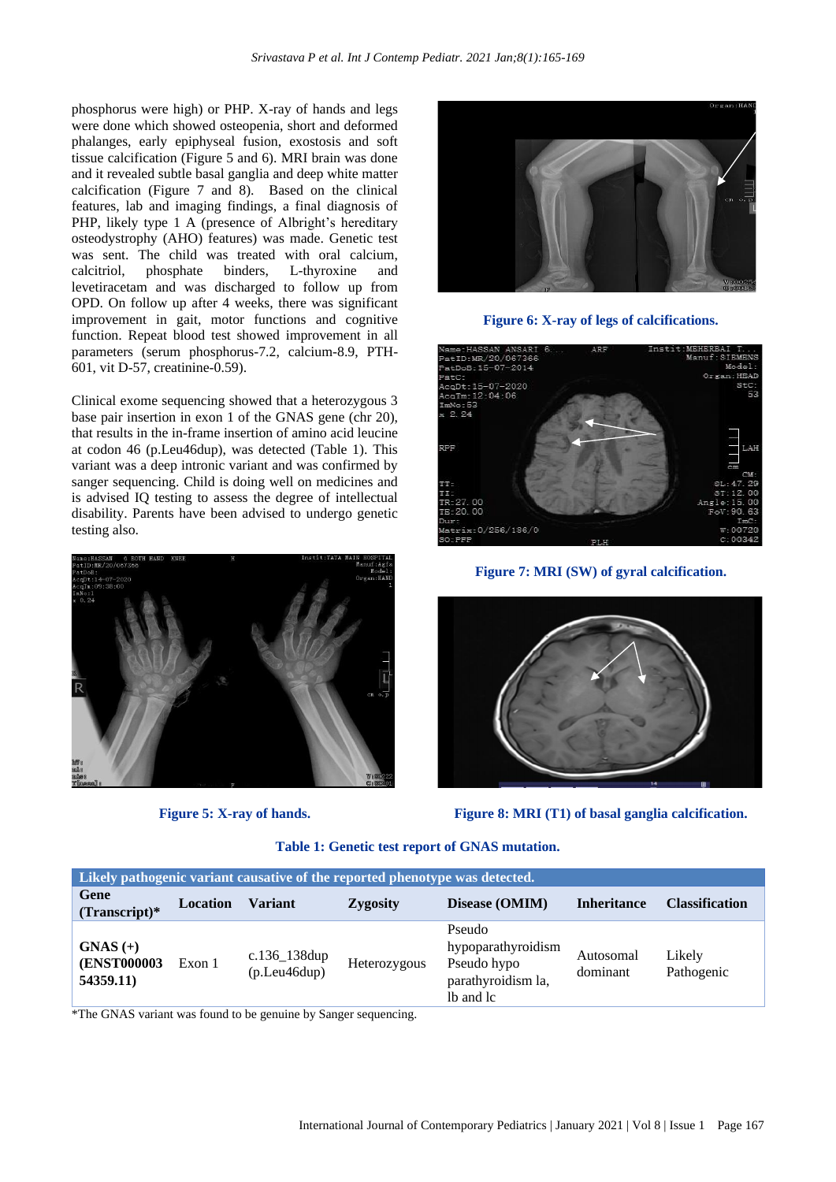phosphorus were high) or PHP. X-ray of hands and legs were done which showed osteopenia, short and deformed phalanges, early epiphyseal fusion, exostosis and soft tissue calcification (Figure 5 and 6). MRI brain was done and it revealed subtle basal ganglia and deep white matter calcification (Figure 7 and 8). Based on the clinical features, lab and imaging findings, a final diagnosis of PHP, likely type 1 A (presence of Albright's hereditary osteodystrophy (AHO) features) was made. Genetic test was sent. The child was treated with oral calcium, calcitriol, phosphate binders, L-thyroxine and levetiracetam and was discharged to follow up from OPD. On follow up after 4 weeks, there was significant improvement in gait, motor functions and cognitive function. Repeat blood test showed improvement in all parameters (serum phosphorus-7.2, calcium-8.9, PTH-601, vit D-57, creatinine-0.59).

Clinical exome sequencing showed that a heterozygous 3 base pair insertion in exon 1 of the GNAS gene (chr 20), that results in the in-frame insertion of amino acid leucine at codon 46 (p.Leu46dup), was detected (Table 1). This variant was a deep intronic variant and was confirmed by sanger sequencing. Child is doing well on medicines and is advised IQ testing to assess the degree of intellectual disability. Parents have been advised to undergo genetic testing also.

**Figure 5: X-ray of hands.**

**Figure 6: X-ray of legs of calcifications.**

**Figure 7: MRI (SW) of gyral calcification.**

**Figure 8: MRI (T1) of basal ganglia calcification.**

**Table 1: Genetic test report of GNAS mutation.**

| Likely pathogenic variant causative of the reported phenotype was detected. | | | | | | |
|---|---|---|---|---|---|---|
| **Gene (Transcript)*** | **Location** | **Variant** | **Zygosity** | **Disease (OMIM)** | **Inheritance** | **Classification** |
| **GNAS (+) (ENST000003 54359.11)** | Exon 1 | c.136_138dup (p.Leu46dup) | Heterozygous | Pseudo hypoparathyroidism Pseudo hypo parathyroidism la, lb and lc | Autosomal dominant | Likely Pathogenic |

*The GNAS variant was found to be genuine by Sanger sequencing.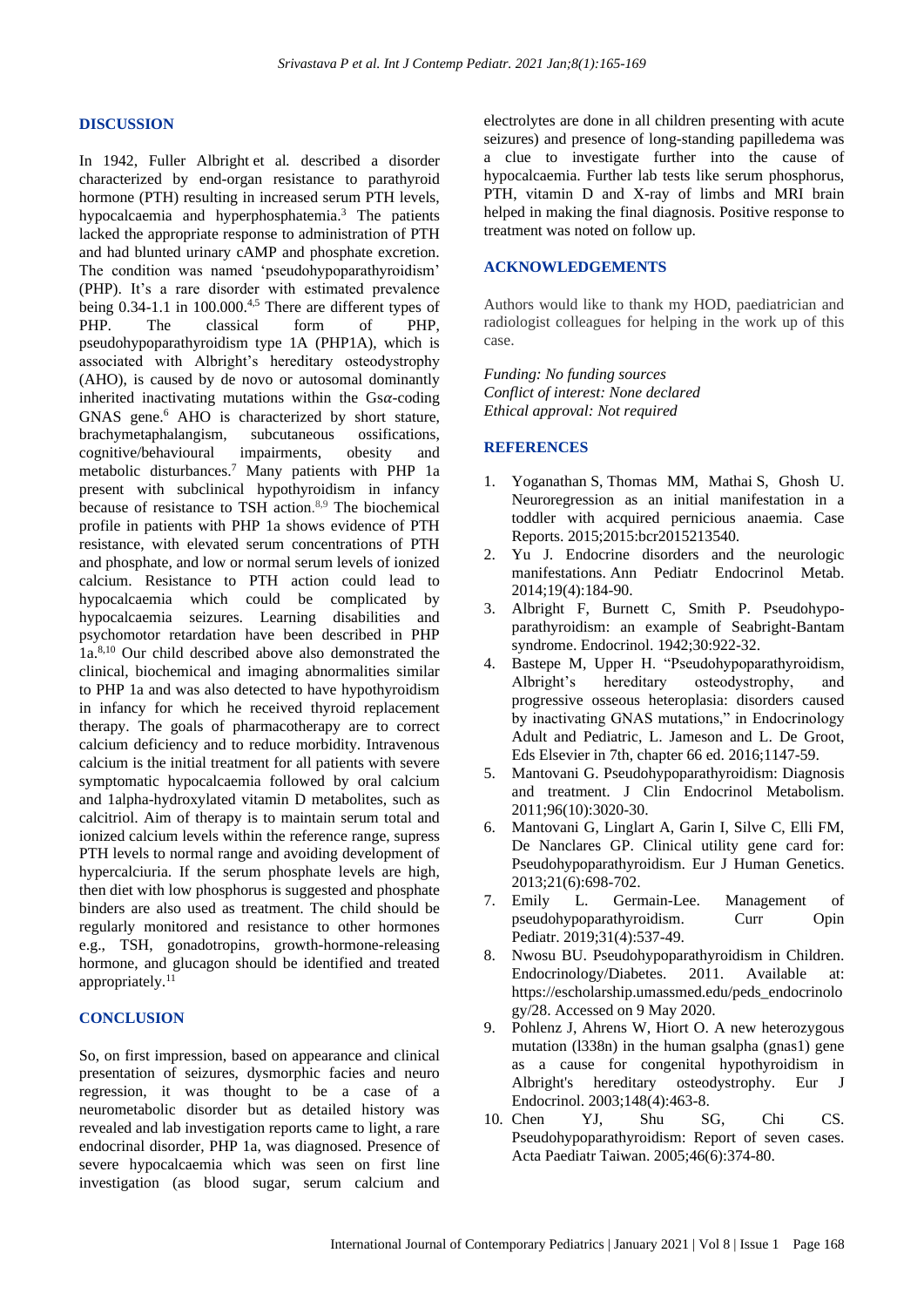## DISCUSSION

In 1942, Fuller Albright et al. described a disorder characterized by end-organ resistance to parathyroid hormone (PTH) resulting in increased serum PTH levels, hypocalcaemia and hyperphosphatemia.[3] The patients lacked the appropriate response to administration of PTH and had blunted urinary cAMP and phosphate excretion. The condition was named 'pseudohypoparathyroidism' (PHP). It's a rare disorder with estimated prevalence being 0.34-1.1 in 100.000.[4,5] There are different types of PHP. The classical form of PHP, pseudohypoparathyroidism type 1A (PHP1A), which is associated with Albright's hereditary osteodystrophy (AHO), is caused by de novo or autosomal dominantly inherited inactivating mutations within the Gs$\alpha$-coding GNAS gene.[6] AHO is characterized by short stature, brachymetaphalangism, subcutaneous ossifications, cognitive/behavioural impairments, obesity and metabolic disturbances.[7] Many patients with PHP 1a present with subclinical hypothyroidism in infancy because of resistance to TSH action.[8,9] The biochemical profile in patients with PHP 1a shows evidence of PTH resistance, with elevated serum concentrations of PTH and phosphate, and low or normal serum levels of ionized calcium. Resistance to PTH action could lead to hypocalcaemia which could be complicated by hypocalcaemia seizures. Learning disabilities and psychomotor retardation have been described in PHP 1a.[8,10] Our child described above also demonstrated the clinical, biochemical and imaging abnormalities similar to PHP 1a and was also detected to have hypothyroidism in infancy for which he received thyroid replacement therapy. The goals of pharmacotherapy are to correct calcium deficiency and to reduce morbidity. Intravenous calcium is the initial treatment for all patients with severe symptomatic hypocalcaemia followed by oral calcium and 1alpha-hydroxylated vitamin D metabolites, such as calcitriol. Aim of therapy is to maintain serum total and ionized calcium levels within the reference range, supress PTH levels to normal range and avoiding development of hypercalciuria. If the serum phosphate levels are high, then diet with low phosphorus is suggested and phosphate binders are also used as treatment. The child should be regularly monitored and resistance to other hormones e.g., TSH, gonadotropins, growth-hormone-releasing hormone, and glucagon should be identified and treated appropriately.[11]

## CONCLUSION

So, on first impression, based on appearance and clinical presentation of seizures, dysmorphic facies and neuro regression, it was thought to be a case of a neurometabolic disorder but as detailed history was revealed and lab investigation reports came to light, a rare endocrinal disorder, PHP 1a, was diagnosed. Presence of severe hypocalcaemia which was seen on first line investigation (as blood sugar, serum calcium and electrolytes are done in all children presenting with acute seizures) and presence of long-standing papilledema was a clue to investigate further into the cause of hypocalcaemia. Further lab tests like serum phosphorus, PTH, vitamin D and X-ray of limbs and MRI brain helped in making the final diagnosis. Positive response to treatment was noted on follow up.

## ACKNOWLEDGEMENTS

Authors would like to thank my HOD, paediatrician and radiologist colleagues for helping in the work up of this case.

*Funding: No funding sources*
*Conflict of interest: None declared*
*Ethical approval: Not required*

## REFERENCES

1. Yoganathan S, Thomas MM, Mathai S, Ghosh U. Neuroregression as an initial manifestation in a toddler with acquired pernicious anaemia. Case Reports. 2015;2015:bcr2015213540.
2. Yu J. Endocrine disorders and the neurologic manifestations. Ann Pediatr Endocrinol Metab. 2014;19(4):184-90.
3. Albright F, Burnett C, Smith P. Pseudohypoparathyroidism: an example of Seabright-Bantam syndrome. Endocrinol. 1942;30:922-32.
4. Bastepe M, Upper H. "Pseudohypoparathyroidism, Albright's hereditary osteodystrophy, and progressive osseous heteroplasia: disorders caused by inactivating GNAS mutations," in Endocrinology Adult and Pediatric, L. Jameson and L. De Groot, Eds Elsevier in 7th, chapter 66 ed. 2016;1147-59.
5. Mantovani G. Pseudohypoparathyroidism: Diagnosis and treatment. J Clin Endocrinol Metabolism. 2011;96(10):3020-30.
6. Mantovani G, Linglart A, Garin I, Silve C, Elli FM, De Nanclares GP. Clinical utility gene card for: Pseudohypoparathyroidism. Eur J Human Genetics. 2013;21(6):698-702.
7. Emily L. Germain-Lee. Management of pseudohypoparathyroidism. Curr Opin Pediatr. 2019;31(4):537-49.
8. Nwosu BU. Pseudohypoparathyroidism in Children. Endocrinology/Diabetes. 2011. Available at: https://escholarship.umassmed.edu/peds_endocrinology/28. Accessed on 9 May 2020.
9. Pohlenz J, Ahrens W, Hiort O. A new heterozygous mutation (l338n) in the human gsalpha (gnas1) gene as a cause for congenital hypothyroidism in Albright's hereditary osteodystrophy. Eur J Endocrinol. 2003;148(4):463-8.
10. Chen YJ, Shu SG, Chi CS. Pseudohypoparathyroidism: Report of seven cases. Acta Paediatr Taiwan. 2005;46(6):374-80.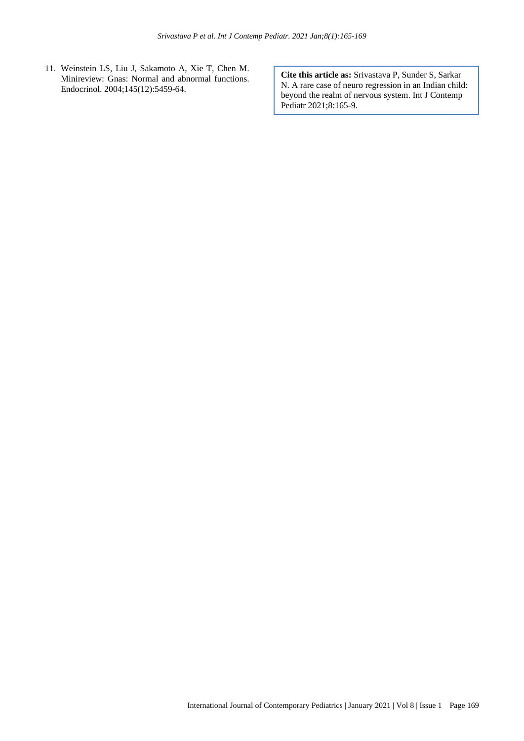11. Weinstein LS, Liu J, Sakamoto A, Xie T, Chen M. Minireview: Gnas: Normal and abnormal functions. Endocrinol. 2004;145(12):5459-64.

**Cite this article as:** Srivastava P, Sunder S, Sarkar N. A rare case of neuro regression in an Indian child: beyond the realm of nervous system. Int J Contemp Pediatr 2021;8:165-9.